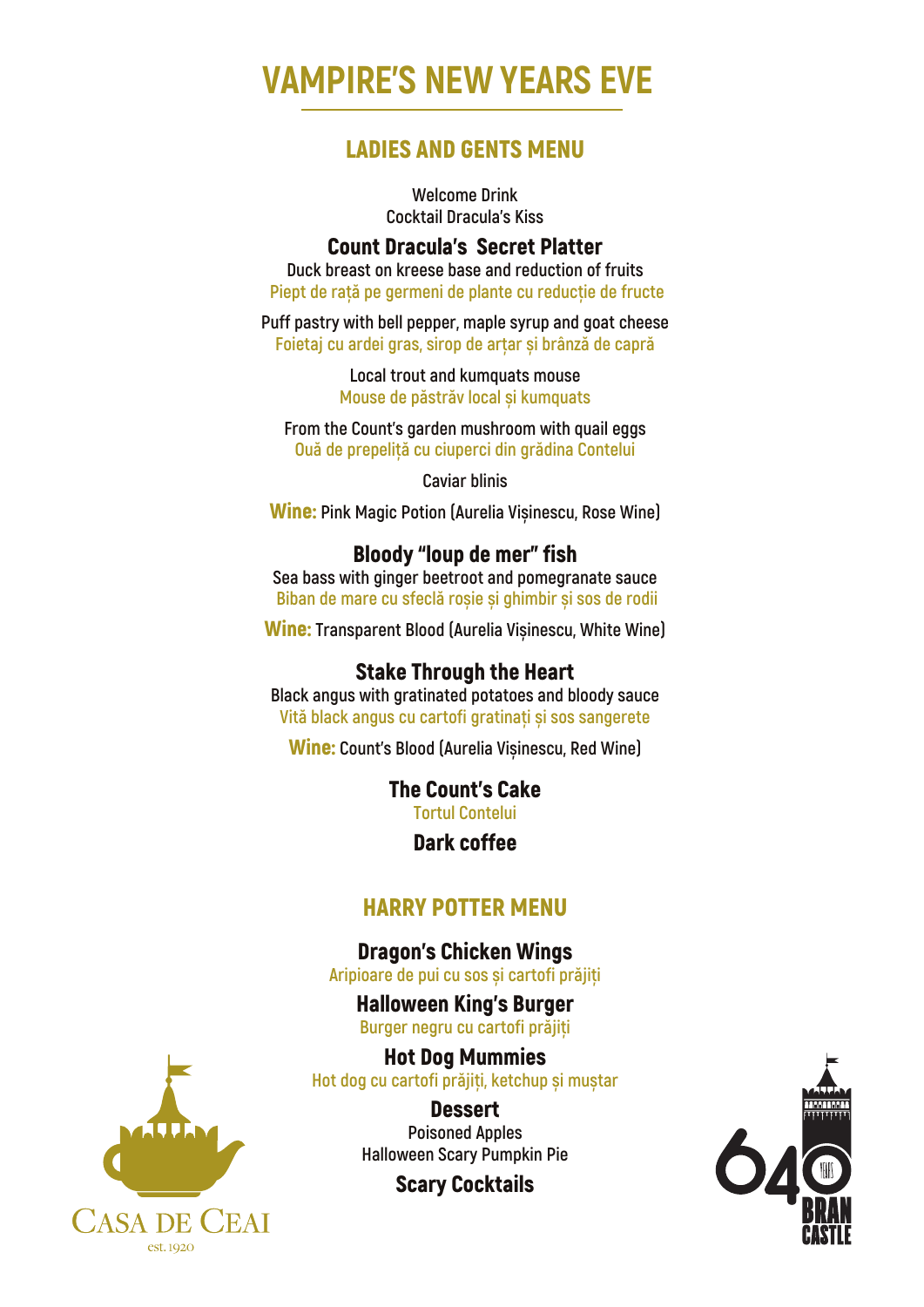# VAMPIRE'S NEW YEARS EVE

## LADIES AND GENTS MENU

Welcome Drink
Cocktail Dracula's Kiss

### Count Dracula's Secret Platter

Duck breast on kreese base and reduction of fruits
Piept de rață pe germeni de plante cu reducție de fructe

Puff pastry with bell pepper, maple syrup and goat cheese
Foietaj cu ardei gras, sirop de arțar și brânză de capră

Local trout and kumquats mouse
Mouse de păstrăv local și kumquats

From the Count's garden mushroom with quail eggs
Ouă de prepeliță cu ciuperci din grădina Contelui

Caviar blinis

**Wine:** Pink Magic Potion (Aurelia Vișinescu, Rose Wine)

### Bloody "loup de mer" fish

Sea bass with ginger beetroot and pomegranate sauce
Biban de mare cu sfeclă roșie și ghimbir și sos de rodii

**Wine:** Transparent Blood (Aurelia Vișinescu, White Wine)

### Stake Through the Heart

Black angus with gratinated potatoes and bloody sauce
Vită black angus cu cartofi gratinați și sos sangerete

**Wine:** Count's Blood (Aurelia Vișinescu, Red Wine)

### The Count's Cake

Tortul Contelui

### Dark coffee

## HARRY POTTER MENU

### Dragon's Chicken Wings

Aripioare de pui cu sos și cartofi prăjiți

### Halloween King's Burger

Burger negru cu cartofi prăjiți

### Hot Dog Mummies

Hot dog cu cartofi prăjiți, ketchup și muștar

### Dessert

Poisoned Apples
Halloween Scary Pumpkin Pie

### Scary Cocktails

Casa de Ceai
est. 1920

640 years Bran Castle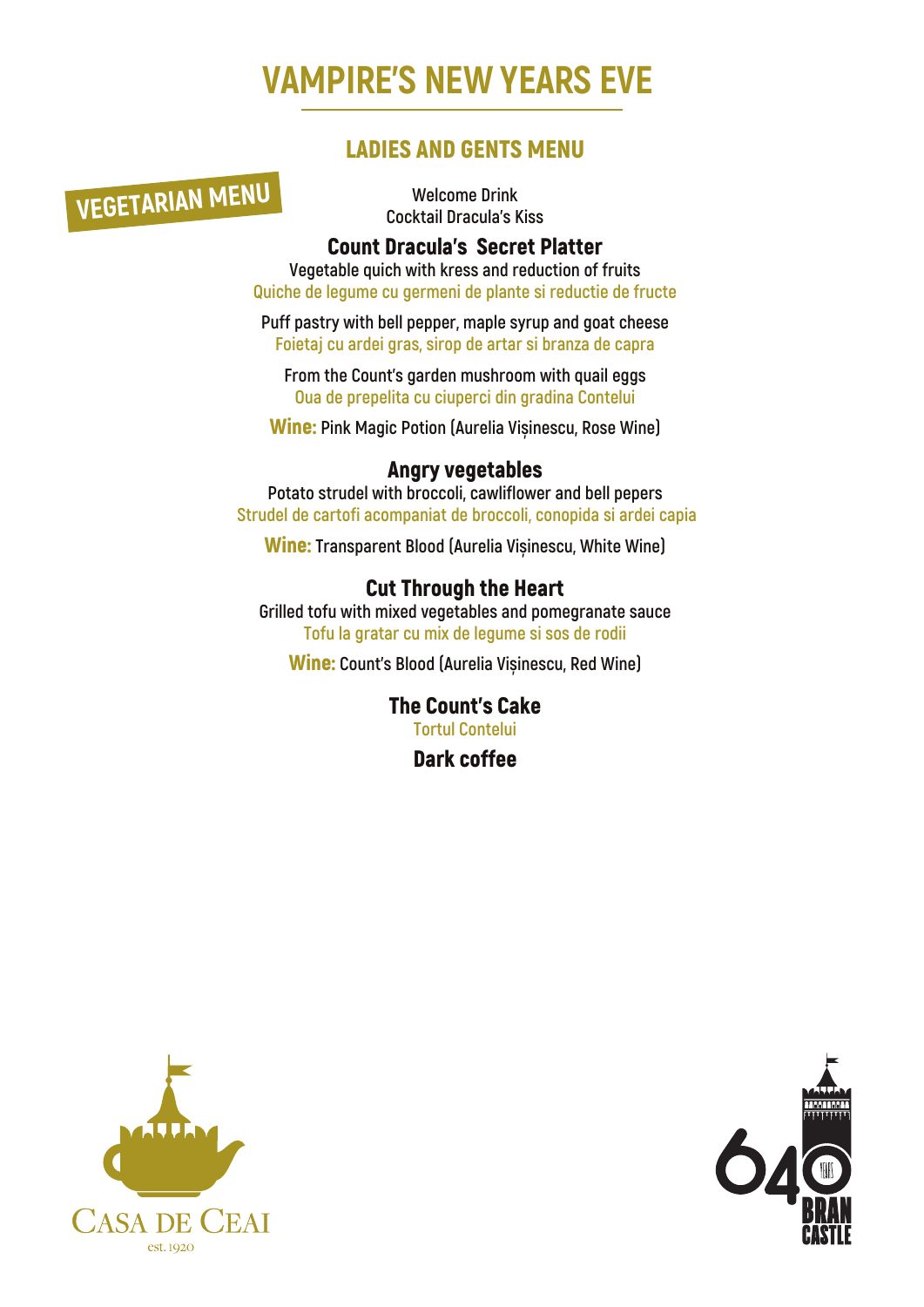# VAMPIRE'S NEW YEARS EVE

## LADIES AND GENTS MENU

**VEGETARIAN MENU**

Welcome Drink
Cocktail Dracula's Kiss

### Count Dracula's Secret Platter

Vegetable quich with kress and reduction of fruits
Quiche de legume cu germeni de plante si reductie de fructe

Puff pastry with bell pepper, maple syrup and goat cheese
Foietaj cu ardei gras, sirop de artar si branza de capra

From the Count's garden mushroom with quail eggs
Oua de prepelita cu ciuperci din gradina Contelui

**Wine:** Pink Magic Potion (Aurelia Vișinescu, Rose Wine)

### Angry vegetables

Potato strudel with broccoli, cawliflower and bell pepers
Strudel de cartofi acompaniat de broccoli, conopida si ardei capia

**Wine:** Transparent Blood (Aurelia Vișinescu, White Wine)

### Cut Through the Heart

Grilled tofu with mixed vegetables and pomegranate sauce
Tofu la gratar cu mix de legume si sos de rodii

**Wine:** Count's Blood (Aurelia Vișinescu, Red Wine)

### The Count's Cake

Tortul Contelui

### Dark coffee

CASA DE CEAI
est. 1920

640 YEARS BRAN CASTLE